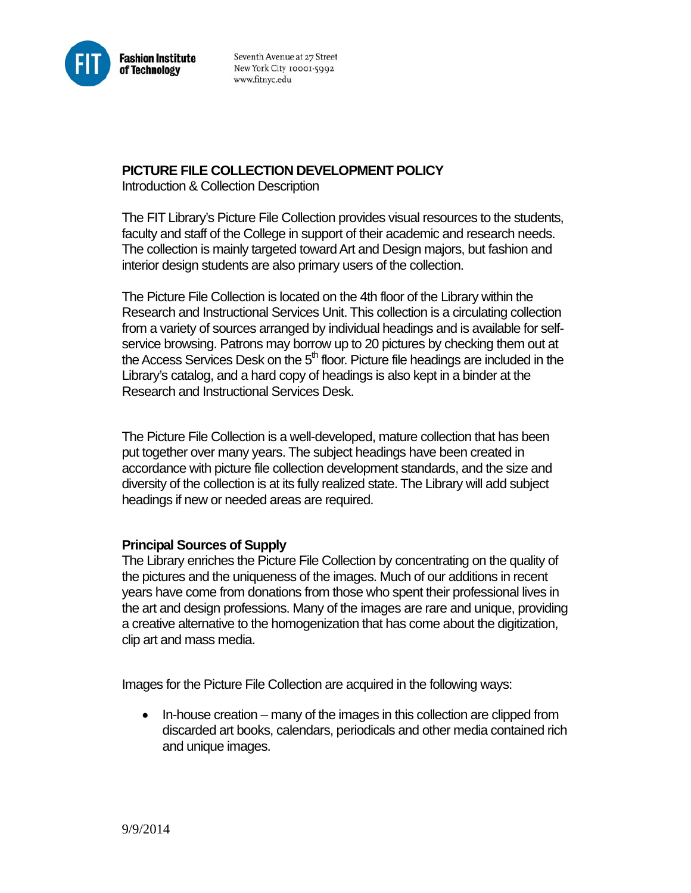Fashion Institute of Technology

Seventh Avenue at 27 Street
New York City 10001-5992
www.fitnyc.edu

**PICTURE FILE COLLECTION DEVELOPMENT POLICY**
Introduction & Collection Description

The FIT Library's Picture File Collection provides visual resources to the students, faculty and staff of the College in support of their academic and research needs. The collection is mainly targeted toward Art and Design majors, but fashion and interior design students are also primary users of the collection.

The Picture File Collection is located on the 4th floor of the Library within the Research and Instructional Services Unit. This collection is a circulating collection from a variety of sources arranged by individual headings and is available for self-service browsing. Patrons may borrow up to 20 pictures by checking them out at the Access Services Desk on the 5th floor. Picture file headings are included in the Library's catalog, and a hard copy of headings is also kept in a binder at the Research and Instructional Services Desk.

The Picture File Collection is a well-developed, mature collection that has been put together over many years. The subject headings have been created in accordance with picture file collection development standards, and the size and diversity of the collection is at its fully realized state. The Library will add subject headings if new or needed areas are required.

**Principal Sources of Supply**

The Library enriches the Picture File Collection by concentrating on the quality of the pictures and the uniqueness of the images. Much of our additions in recent years have come from donations from those who spent their professional lives in the art and design professions. Many of the images are rare and unique, providing a creative alternative to the homogenization that has come about the digitization, clip art and mass media.

Images for the Picture File Collection are acquired in the following ways:

- In-house creation – many of the images in this collection are clipped from discarded art books, calendars, periodicals and other media contained rich and unique images.

9/9/2014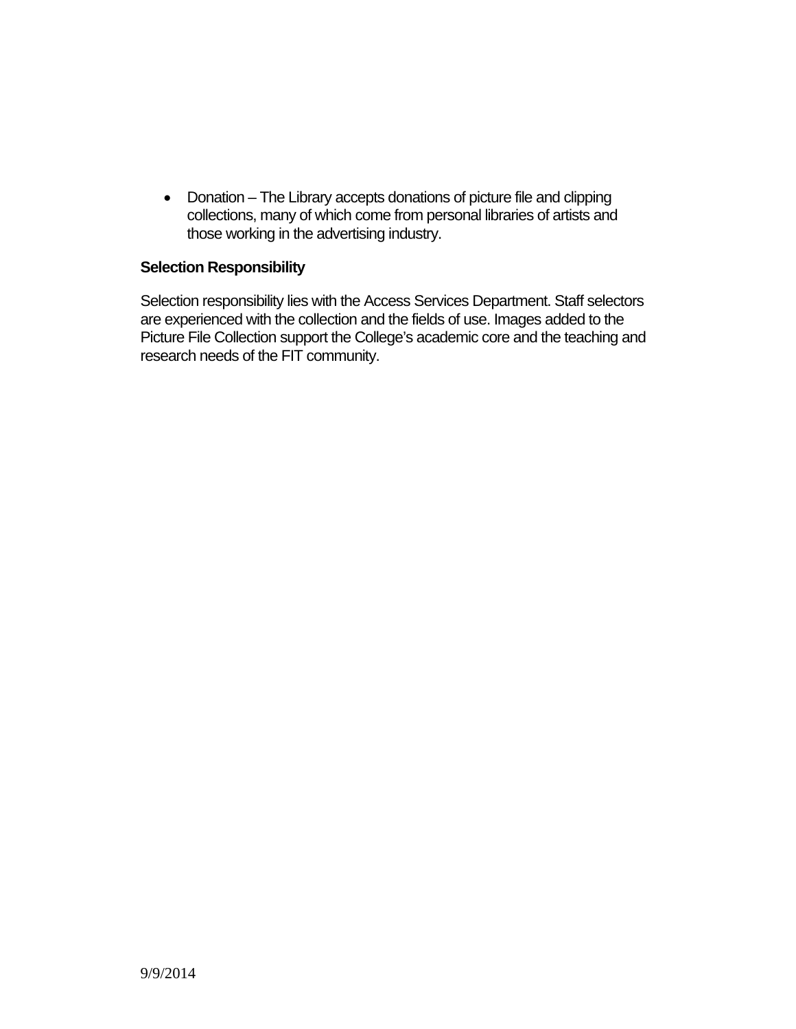- Donation – The Library accepts donations of picture file and clipping collections, many of which come from personal libraries of artists and those working in the advertising industry.

**Selection Responsibility**

Selection responsibility lies with the Access Services Department. Staff selectors are experienced with the collection and the fields of use. Images added to the Picture File Collection support the College's academic core and the teaching and research needs of the FIT community.